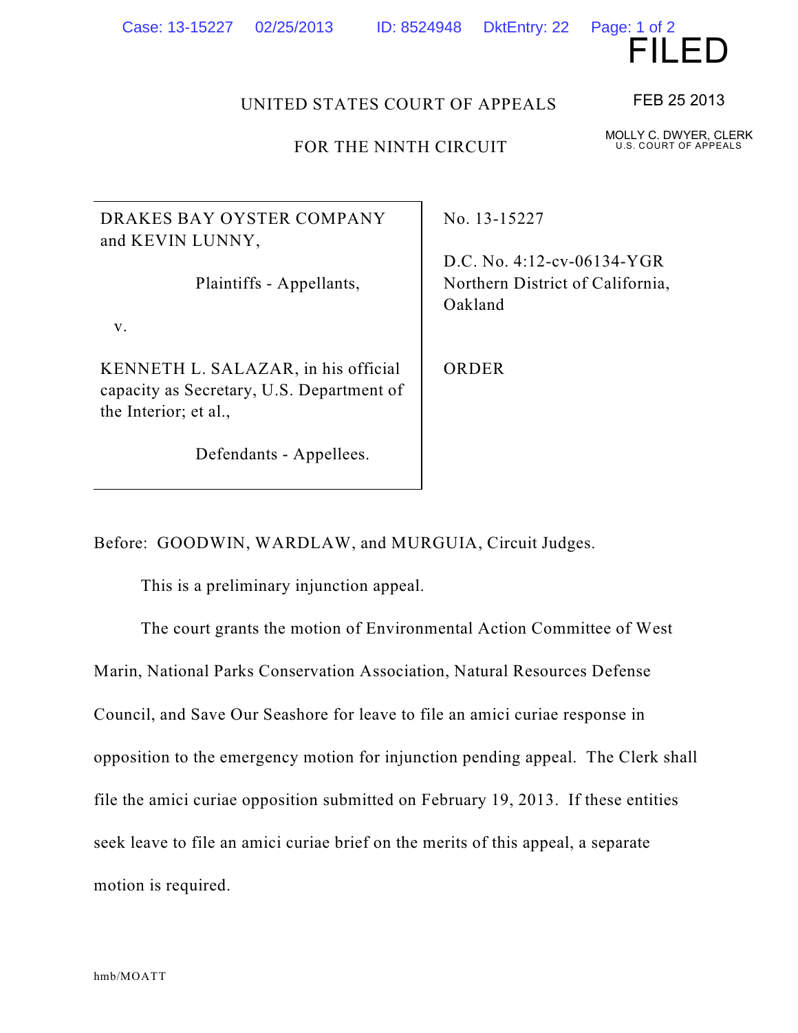FILED

FEB 25 2013

MOLLY C. DWYER, CLERK
U.S. COURT OF APPEALS

UNITED STATES COURT OF APPEALS

FOR THE NINTH CIRCUIT

| | |
|---|---|
| DRAKES BAY OYSTER COMPANY and KEVIN LUNNY,<br><br>Plaintiffs - Appellants,<br><br>v.<br><br>KENNETH L. SALAZAR, in his official capacity as Secretary, U.S. Department of the Interior; et al.,<br><br>Defendants - Appellees. | No. 13-15227<br><br>D.C. No. 4:12-cv-06134-YGR<br>Northern District of California, Oakland<br><br>ORDER |

Before: GOODWIN, WARDLAW, and MURGUIA, Circuit Judges.

This is a preliminary injunction appeal.

The court grants the motion of Environmental Action Committee of West Marin, National Parks Conservation Association, Natural Resources Defense Council, and Save Our Seashore for leave to file an amici curiae response in opposition to the emergency motion for injunction pending appeal. The Clerk shall file the amici curiae opposition submitted on February 19, 2013. If these entities seek leave to file an amici curiae brief on the merits of this appeal, a separate motion is required.

hmb/MOATT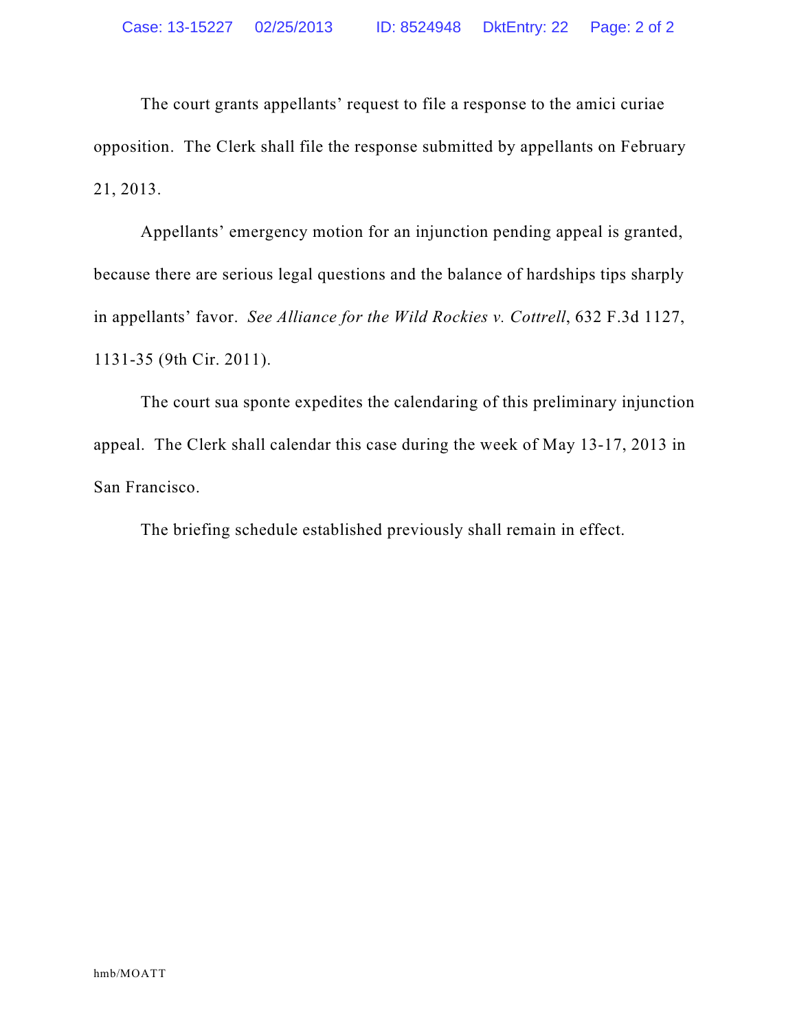The court grants appellants' request to file a response to the amici curiae opposition. The Clerk shall file the response submitted by appellants on February 21, 2013.

Appellants' emergency motion for an injunction pending appeal is granted, because there are serious legal questions and the balance of hardships tips sharply in appellants' favor. *See Alliance for the Wild Rockies v. Cottrell*, 632 F.3d 1127, 1131-35 (9th Cir. 2011).

The court sua sponte expedites the calendaring of this preliminary injunction appeal. The Clerk shall calendar this case during the week of May 13-17, 2013 in San Francisco.

The briefing schedule established previously shall remain in effect.

hmb/MOATT